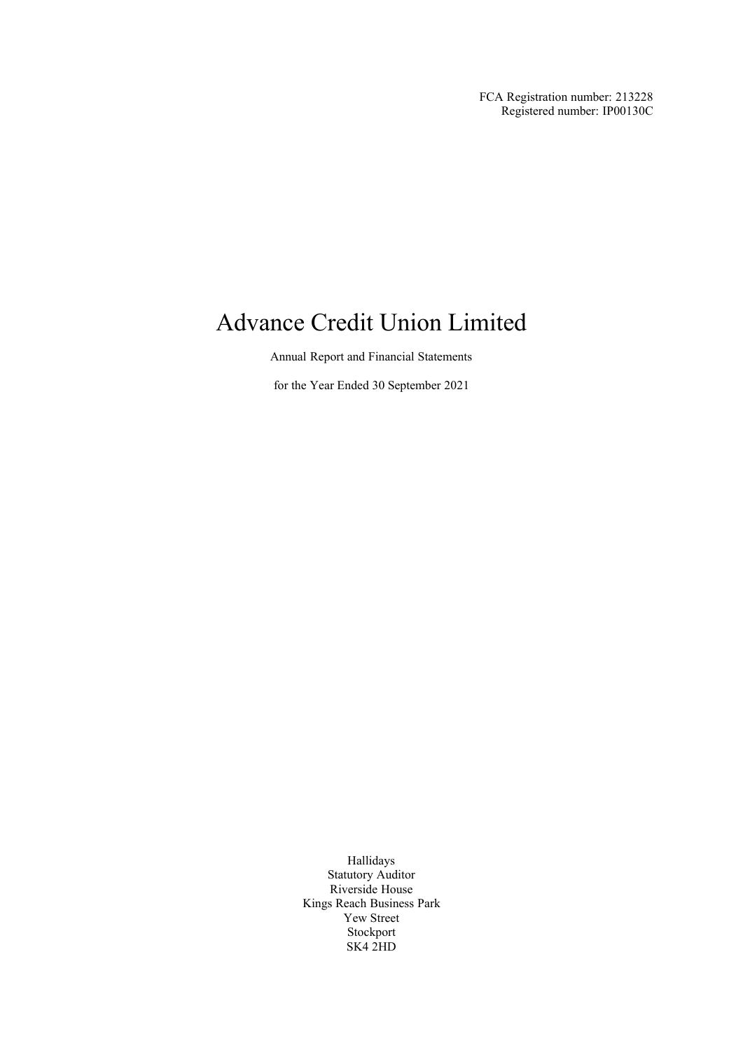FCA Registration number: 213228
Registered number: IP00130C

# Advance Credit Union Limited

Annual Report and Financial Statements

for the Year Ended 30 September 2021

Hallidays
Statutory Auditor
Riverside House
Kings Reach Business Park
Yew Street
Stockport
SK4 2HD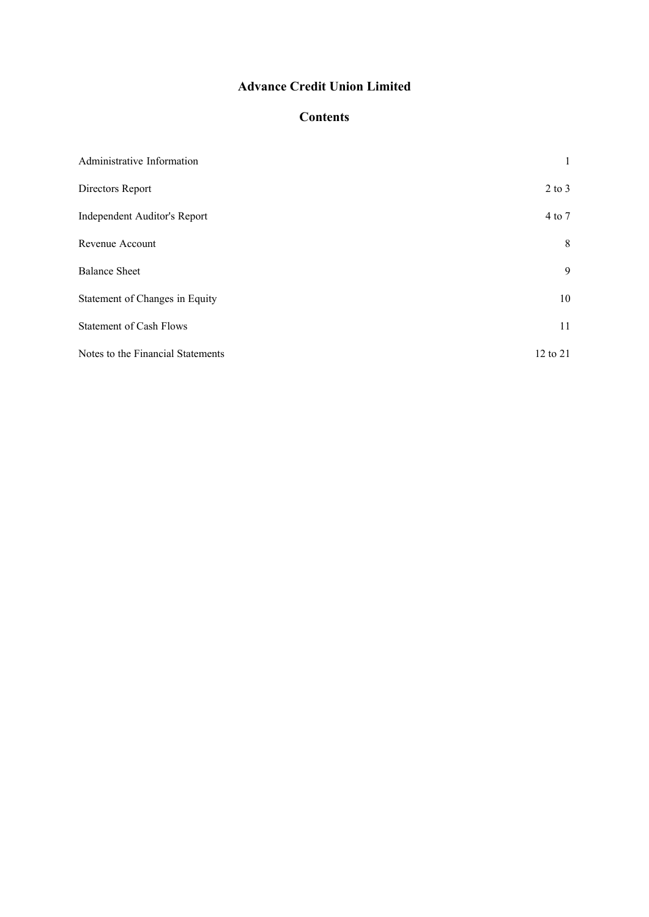# Advance Credit Union Limited

## Contents

| | |
|---|---|
| Administrative Information | 1 |
| Directors Report | 2 to 3 |
| Independent Auditor's Report | 4 to 7 |
| Revenue Account | 8 |
| Balance Sheet | 9 |
| Statement of Changes in Equity | 10 |
| Statement of Cash Flows | 11 |
| Notes to the Financial Statements | 12 to 21 |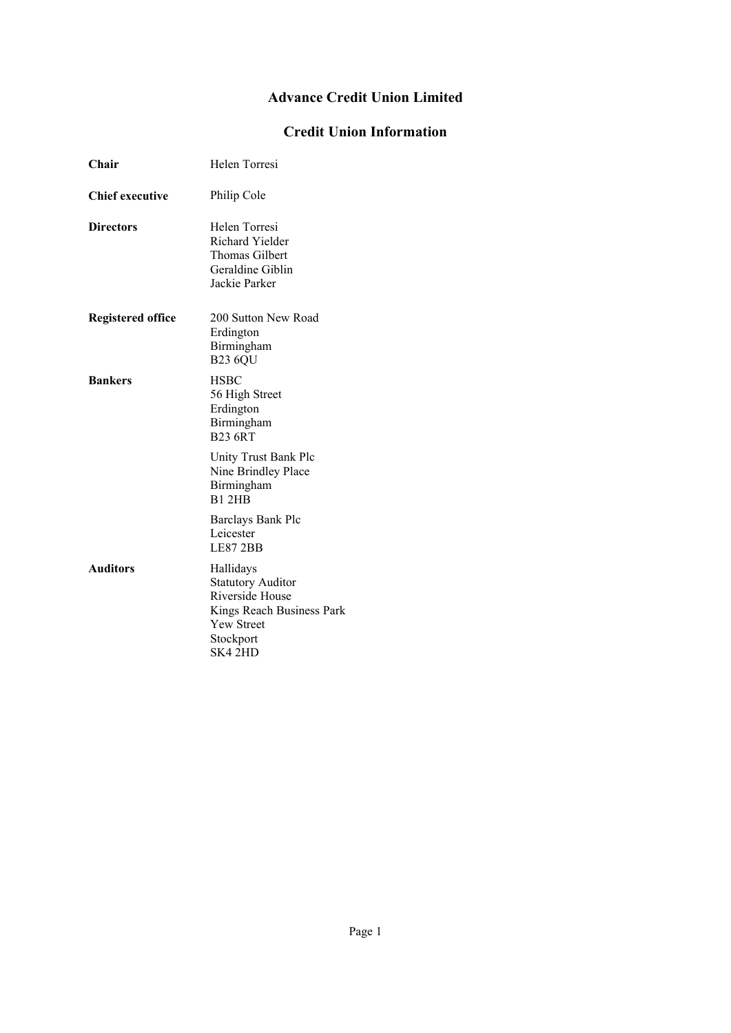# Advance Credit Union Limited

## Credit Union Information

| | |
|---|---|
| **Chair** | Helen Torresi |
| **Chief executive** | Philip Cole |
| **Directors** | Helen Torresi<br>Richard Yielder<br>Thomas Gilbert<br>Geraldine Giblin<br>Jackie Parker |
| **Registered office** | 200 Sutton New Road<br>Erdington<br>Birmingham<br>B23 6QU |
| **Bankers** | HSBC<br>56 High Street<br>Erdington<br>Birmingham<br>B23 6RT<br><br>Unity Trust Bank Plc<br>Nine Brindley Place<br>Birmingham<br>B1 2HB<br><br>Barclays Bank Plc<br>Leicester<br>LE87 2BB |
| **Auditors** | Hallidays<br>Statutory Auditor<br>Riverside House<br>Kings Reach Business Park<br>Yew Street<br>Stockport<br>SK4 2HD |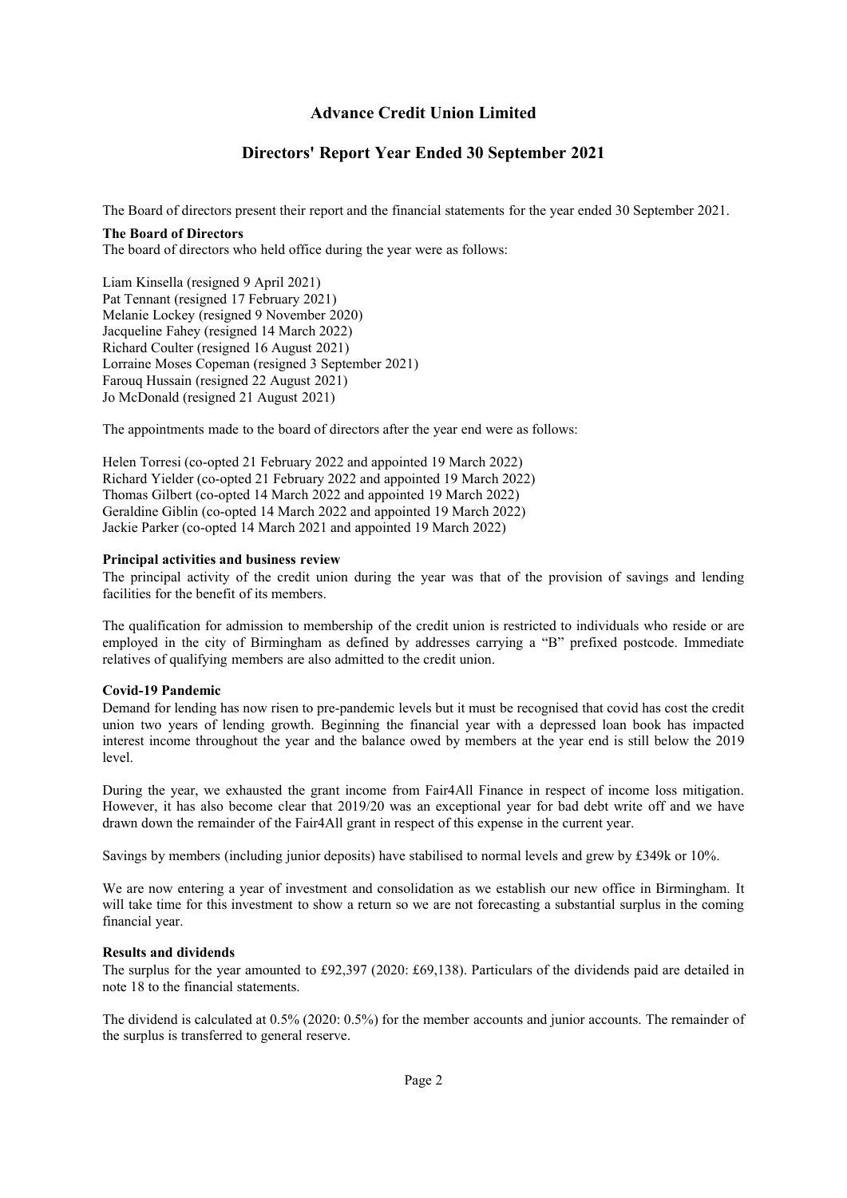# Advance Credit Union Limited

## Directors' Report Year Ended 30 September 2021

The Board of directors present their report and the financial statements for the year ended 30 September 2021.

**The Board of Directors**
The board of directors who held office during the year were as follows:

Liam Kinsella (resigned 9 April 2021)
Pat Tennant (resigned 17 February 2021)
Melanie Lockey (resigned 9 November 2020)
Jacqueline Fahey (resigned 14 March 2022)
Richard Coulter (resigned 16 August 2021)
Lorraine Moses Copeman (resigned 3 September 2021)
Farouq Hussain (resigned 22 August 2021)
Jo McDonald (resigned 21 August 2021)

The appointments made to the board of directors after the year end were as follows:

Helen Torresi (co-opted 21 February 2022 and appointed 19 March 2022)
Richard Yielder (co-opted 21 February 2022 and appointed 19 March 2022)
Thomas Gilbert (co-opted 14 March 2022 and appointed 19 March 2022)
Geraldine Giblin (co-opted 14 March 2022 and appointed 19 March 2022)
Jackie Parker (co-opted 14 March 2021 and appointed 19 March 2022)

**Principal activities and business review**
The principal activity of the credit union during the year was that of the provision of savings and lending facilities for the benefit of its members.

The qualification for admission to membership of the credit union is restricted to individuals who reside or are employed in the city of Birmingham as defined by addresses carrying a "B" prefixed postcode. Immediate relatives of qualifying members are also admitted to the credit union.

**Covid-19 Pandemic**
Demand for lending has now risen to pre-pandemic levels but it must be recognised that covid has cost the credit union two years of lending growth. Beginning the financial year with a depressed loan book has impacted interest income throughout the year and the balance owed by members at the year end is still below the 2019 level.

During the year, we exhausted the grant income from Fair4All Finance in respect of income loss mitigation. However, it has also become clear that 2019/20 was an exceptional year for bad debt write off and we have drawn down the remainder of the Fair4All grant in respect of this expense in the current year.

Savings by members (including junior deposits) have stabilised to normal levels and grew by £349k or 10%.

We are now entering a year of investment and consolidation as we establish our new office in Birmingham. It will take time for this investment to show a return so we are not forecasting a substantial surplus in the coming financial year.

**Results and dividends**
The surplus for the year amounted to £92,397 (2020: £69,138). Particulars of the dividends paid are detailed in note 18 to the financial statements.

The dividend is calculated at 0.5% (2020: 0.5%) for the member accounts and junior accounts. The remainder of the surplus is transferred to general reserve.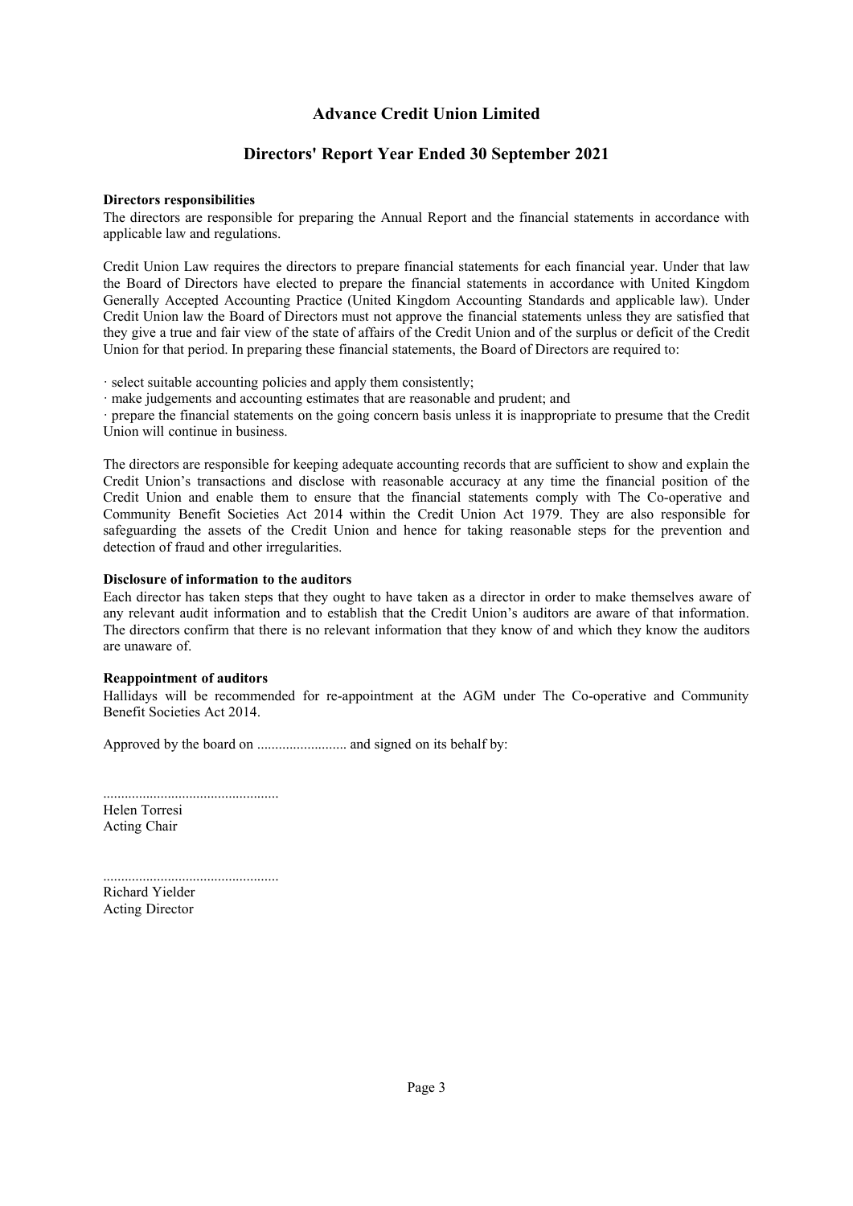# Advance Credit Union Limited

## Directors' Report Year Ended 30 September 2021

**Directors responsibilities**

The directors are responsible for preparing the Annual Report and the financial statements in accordance with applicable law and regulations.

Credit Union Law requires the directors to prepare financial statements for each financial year. Under that law the Board of Directors have elected to prepare the financial statements in accordance with United Kingdom Generally Accepted Accounting Practice (United Kingdom Accounting Standards and applicable law). Under Credit Union law the Board of Directors must not approve the financial statements unless they are satisfied that they give a true and fair view of the state of affairs of the Credit Union and of the surplus or deficit of the Credit Union for that period. In preparing these financial statements, the Board of Directors are required to:

· select suitable accounting policies and apply them consistently;
· make judgements and accounting estimates that are reasonable and prudent; and
· prepare the financial statements on the going concern basis unless it is inappropriate to presume that the Credit Union will continue in business.

The directors are responsible for keeping adequate accounting records that are sufficient to show and explain the Credit Union's transactions and disclose with reasonable accuracy at any time the financial position of the Credit Union and enable them to ensure that the financial statements comply with The Co-operative and Community Benefit Societies Act 2014 within the Credit Union Act 1979. They are also responsible for safeguarding the assets of the Credit Union and hence for taking reasonable steps for the prevention and detection of fraud and other irregularities.

**Disclosure of information to the auditors**

Each director has taken steps that they ought to have taken as a director in order to make themselves aware of any relevant audit information and to establish that the Credit Union's auditors are aware of that information. The directors confirm that there is no relevant information that they know of and which they know the auditors are unaware of.

**Reappointment of auditors**

Hallidays will be recommended for re-appointment at the AGM under The Co-operative and Community Benefit Societies Act 2014.

Approved by the board on ......................... and signed on its behalf by:

.................................................
Helen Torresi
Acting Chair

.................................................
Richard Yielder
Acting Director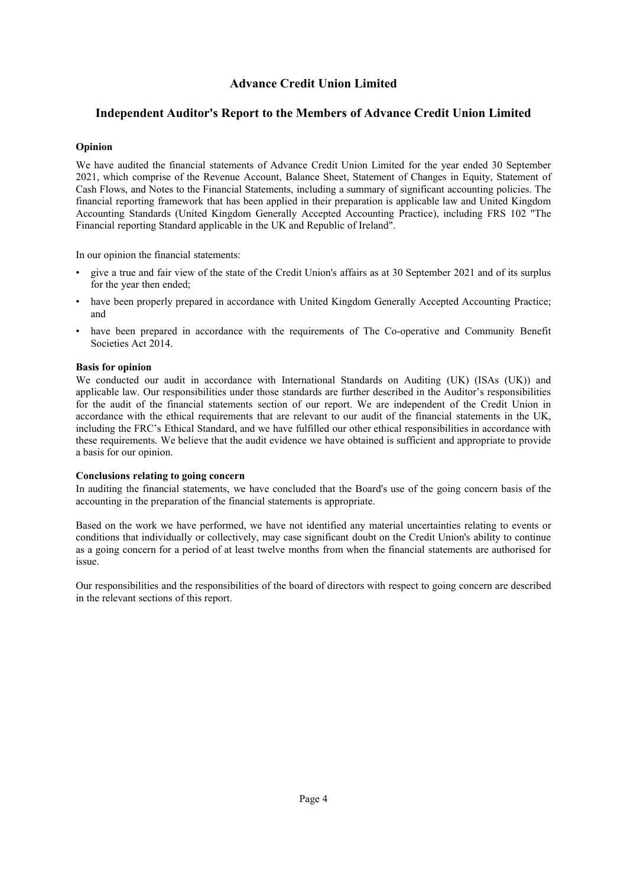# Advance Credit Union Limited

## Independent Auditor's Report to the Members of Advance Credit Union Limited

**Opinion**

We have audited the financial statements of Advance Credit Union Limited for the year ended 30 September 2021, which comprise of the Revenue Account, Balance Sheet, Statement of Changes in Equity, Statement of Cash Flows, and Notes to the Financial Statements, including a summary of significant accounting policies. The financial reporting framework that has been applied in their preparation is applicable law and United Kingdom Accounting Standards (United Kingdom Generally Accepted Accounting Practice), including FRS 102 "The Financial reporting Standard applicable in the UK and Republic of Ireland".

In our opinion the financial statements:

- give a true and fair view of the state of the Credit Union's affairs as at 30 September 2021 and of its surplus for the year then ended;
- have been properly prepared in accordance with United Kingdom Generally Accepted Accounting Practice; and
- have been prepared in accordance with the requirements of The Co-operative and Community Benefit Societies Act 2014.

**Basis for opinion**

We conducted our audit in accordance with International Standards on Auditing (UK) (ISAs (UK)) and applicable law. Our responsibilities under those standards are further described in the Auditor's responsibilities for the audit of the financial statements section of our report. We are independent of the Credit Union in accordance with the ethical requirements that are relevant to our audit of the financial statements in the UK, including the FRC's Ethical Standard, and we have fulfilled our other ethical responsibilities in accordance with these requirements. We believe that the audit evidence we have obtained is sufficient and appropriate to provide a basis for our opinion.

**Conclusions relating to going concern**

In auditing the financial statements, we have concluded that the Board's use of the going concern basis of the accounting in the preparation of the financial statements is appropriate.

Based on the work we have performed, we have not identified any material uncertainties relating to events or conditions that individually or collectively, may case significant doubt on the Credit Union's ability to continue as a going concern for a period of at least twelve months from when the financial statements are authorised for issue.

Our responsibilities and the responsibilities of the board of directors with respect to going concern are described in the relevant sections of this report.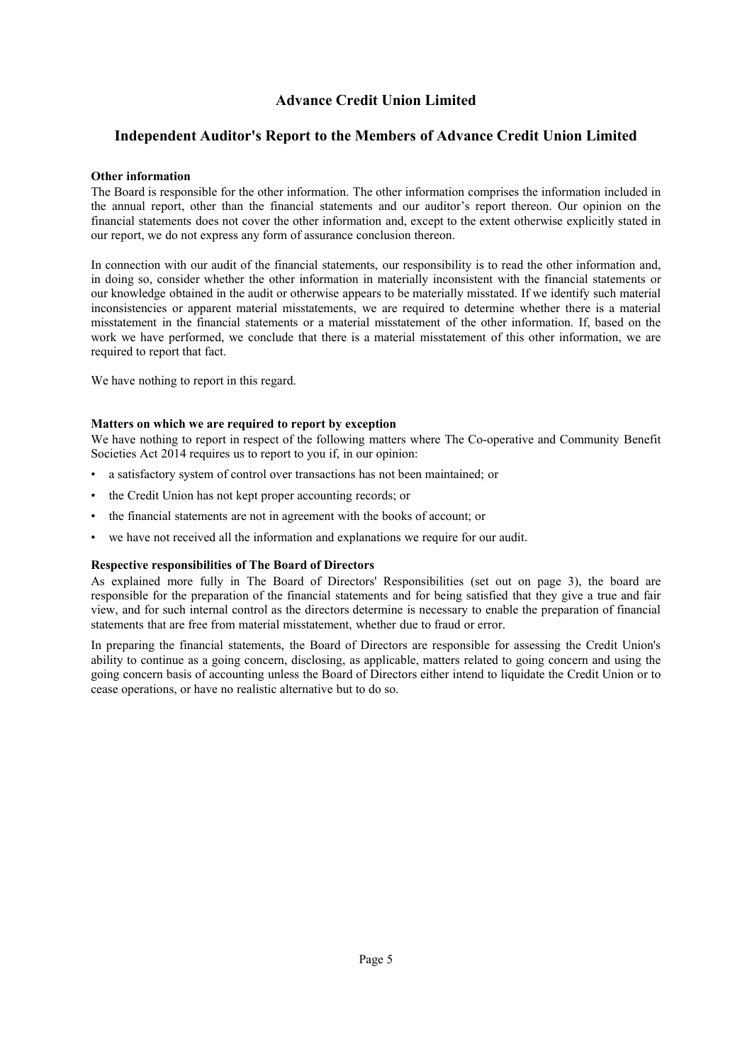# Advance Credit Union Limited

## Independent Auditor's Report to the Members of Advance Credit Union Limited

**Other information**

The Board is responsible for the other information. The other information comprises the information included in the annual report, other than the financial statements and our auditor's report thereon. Our opinion on the financial statements does not cover the other information and, except to the extent otherwise explicitly stated in our report, we do not express any form of assurance conclusion thereon.

In connection with our audit of the financial statements, our responsibility is to read the other information and, in doing so, consider whether the other information in materially inconsistent with the financial statements or our knowledge obtained in the audit or otherwise appears to be materially misstated. If we identify such material inconsistencies or apparent material misstatements, we are required to determine whether there is a material misstatement in the financial statements or a material misstatement of the other information. If, based on the work we have performed, we conclude that there is a material misstatement of this other information, we are required to report that fact.

We have nothing to report in this regard.

**Matters on which we are required to report by exception**

We have nothing to report in respect of the following matters where The Co-operative and Community Benefit Societies Act 2014 requires us to report to you if, in our opinion:

- a satisfactory system of control over transactions has not been maintained; or
- the Credit Union has not kept proper accounting records; or
- the financial statements are not in agreement with the books of account; or
- we have not received all the information and explanations we require for our audit.

**Respective responsibilities of The Board of Directors**

As explained more fully in The Board of Directors' Responsibilities (set out on page 3), the board are responsible for the preparation of the financial statements and for being satisfied that they give a true and fair view, and for such internal control as the directors determine is necessary to enable the preparation of financial statements that are free from material misstatement, whether due to fraud or error.

In preparing the financial statements, the Board of Directors are responsible for assessing the Credit Union's ability to continue as a going concern, disclosing, as applicable, matters related to going concern and using the going concern basis of accounting unless the Board of Directors either intend to liquidate the Credit Union or to cease operations, or have no realistic alternative but to do so.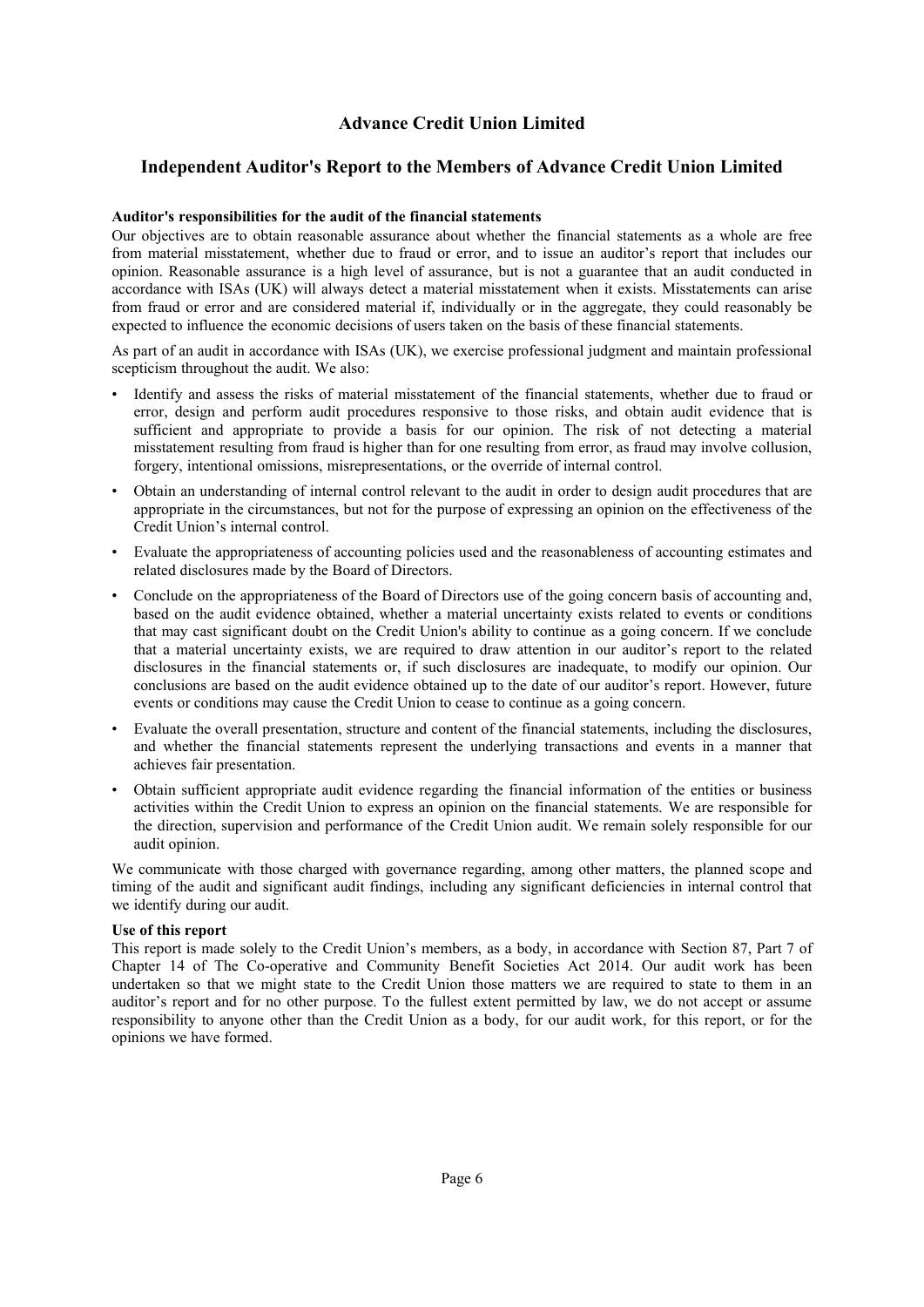# Advance Credit Union Limited

## Independent Auditor's Report to the Members of Advance Credit Union Limited

**Auditor's responsibilities for the audit of the financial statements**

Our objectives are to obtain reasonable assurance about whether the financial statements as a whole are free from material misstatement, whether due to fraud or error, and to issue an auditor's report that includes our opinion. Reasonable assurance is a high level of assurance, but is not a guarantee that an audit conducted in accordance with ISAs (UK) will always detect a material misstatement when it exists. Misstatements can arise from fraud or error and are considered material if, individually or in the aggregate, they could reasonably be expected to influence the economic decisions of users taken on the basis of these financial statements.

As part of an audit in accordance with ISAs (UK), we exercise professional judgment and maintain professional scepticism throughout the audit. We also:

- Identify and assess the risks of material misstatement of the financial statements, whether due to fraud or error, design and perform audit procedures responsive to those risks, and obtain audit evidence that is sufficient and appropriate to provide a basis for our opinion. The risk of not detecting a material misstatement resulting from fraud is higher than for one resulting from error, as fraud may involve collusion, forgery, intentional omissions, misrepresentations, or the override of internal control.
- Obtain an understanding of internal control relevant to the audit in order to design audit procedures that are appropriate in the circumstances, but not for the purpose of expressing an opinion on the effectiveness of the Credit Union's internal control.
- Evaluate the appropriateness of accounting policies used and the reasonableness of accounting estimates and related disclosures made by the Board of Directors.
- Conclude on the appropriateness of the Board of Directors use of the going concern basis of accounting and, based on the audit evidence obtained, whether a material uncertainty exists related to events or conditions that may cast significant doubt on the Credit Union's ability to continue as a going concern. If we conclude that a material uncertainty exists, we are required to draw attention in our auditor's report to the related disclosures in the financial statements or, if such disclosures are inadequate, to modify our opinion. Our conclusions are based on the audit evidence obtained up to the date of our auditor's report. However, future events or conditions may cause the Credit Union to cease to continue as a going concern.
- Evaluate the overall presentation, structure and content of the financial statements, including the disclosures, and whether the financial statements represent the underlying transactions and events in a manner that achieves fair presentation.
- Obtain sufficient appropriate audit evidence regarding the financial information of the entities or business activities within the Credit Union to express an opinion on the financial statements. We are responsible for the direction, supervision and performance of the Credit Union audit. We remain solely responsible for our audit opinion.

We communicate with those charged with governance regarding, among other matters, the planned scope and timing of the audit and significant audit findings, including any significant deficiencies in internal control that we identify during our audit.

**Use of this report**

This report is made solely to the Credit Union's members, as a body, in accordance with Section 87, Part 7 of Chapter 14 of The Co-operative and Community Benefit Societies Act 2014. Our audit work has been undertaken so that we might state to the Credit Union those matters we are required to state to them in an auditor's report and for no other purpose. To the fullest extent permitted by law, we do not accept or assume responsibility to anyone other than the Credit Union as a body, for our audit work, for this report, or for the opinions we have formed.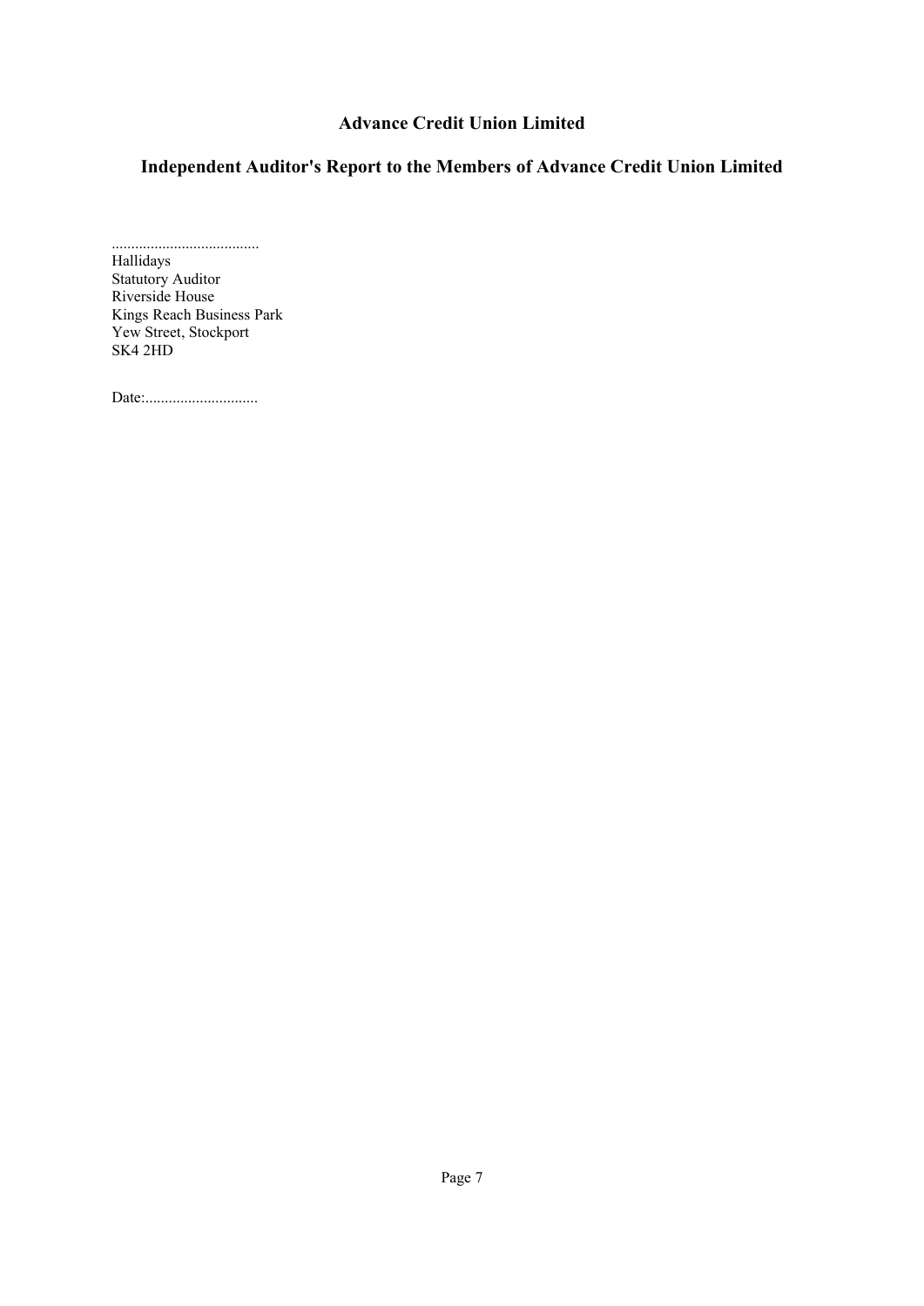# Advance Credit Union Limited

## Independent Auditor's Report to the Members of Advance Credit Union Limited

......................................
Hallidays
Statutory Auditor
Riverside House
Kings Reach Business Park
Yew Street, Stockport
SK4 2HD

Date:.............................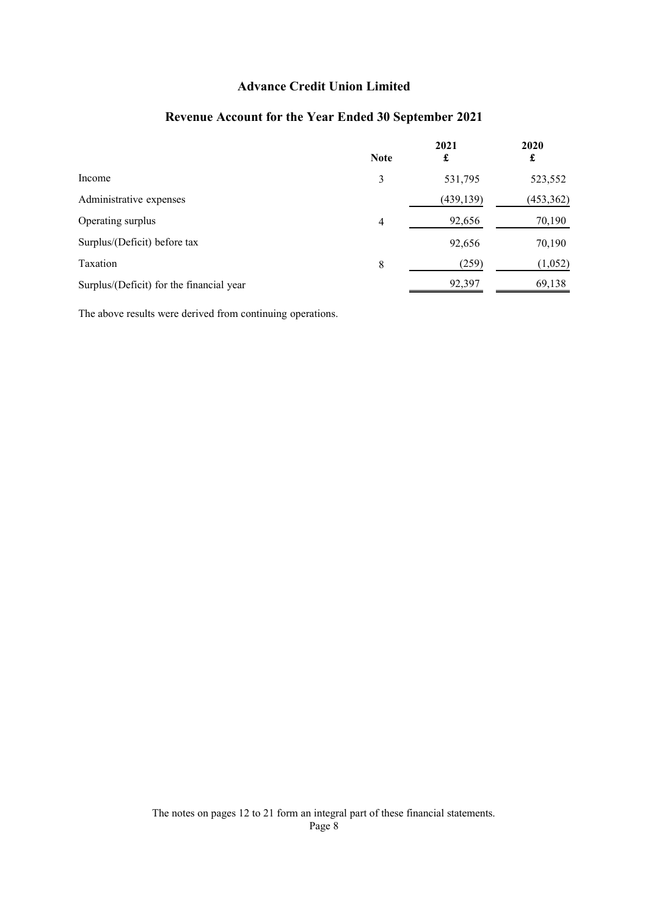# Advance Credit Union Limited

## Revenue Account for the Year Ended 30 September 2021

| | Note | 2021<br>£ | 2020<br>£ |
|---|---|---|---|
| Income | 3 | 531,795 | 523,552 |
| Administrative expenses | | (439,139) | (453,362) |
| Operating surplus | 4 | 92,656 | 70,190 |
| Surplus/(Deficit) before tax | | 92,656 | 70,190 |
| Taxation | 8 | (259) | (1,052) |
| Surplus/(Deficit) for the financial year | | 92,397 | 69,138 |

The above results were derived from continuing operations.

The notes on pages 12 to 21 form an integral part of these financial statements.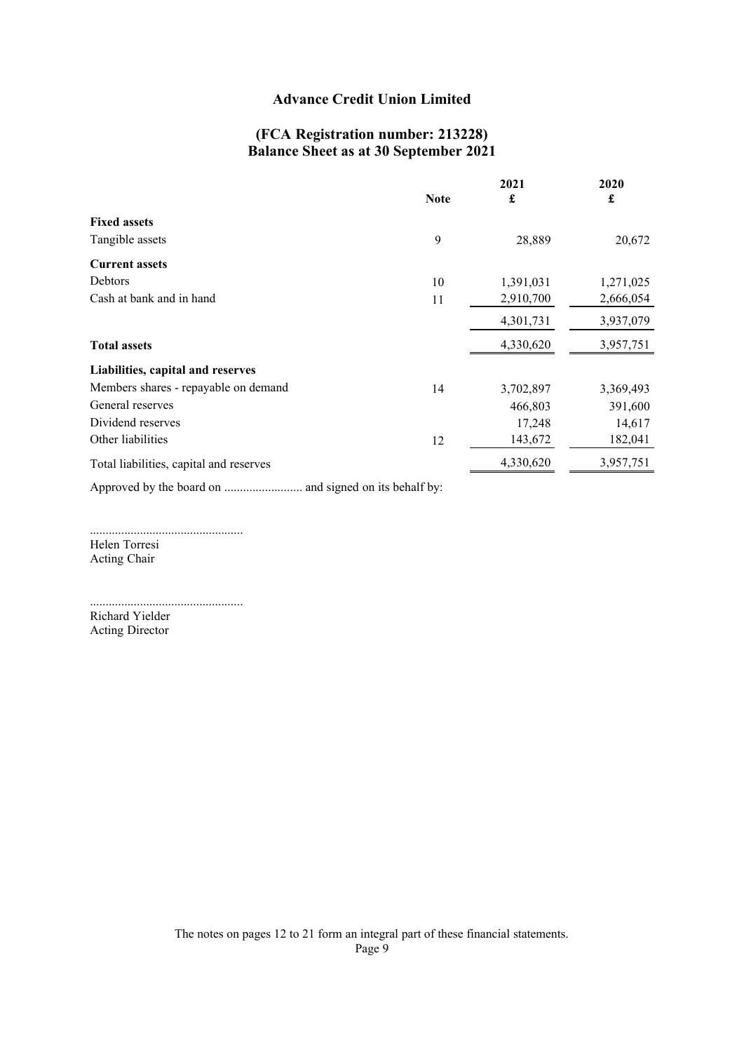# Advance Credit Union Limited

## (FCA Registration number: 213228)
## Balance Sheet as at 30 September 2021

| | Note | 2021<br>£ | 2020<br>£ |
|---|---|---|---|
| **Fixed assets** | | | |
| Tangible assets | 9 | 28,889 | 20,672 |
| **Current assets** | | | |
| Debtors | 10 | 1,391,031 | 1,271,025 |
| Cash at bank and in hand | 11 | 2,910,700 | 2,666,054 |
| | | 4,301,731 | 3,937,079 |
| **Total assets** | | 4,330,620 | 3,957,751 |
| **Liabilities, capital and reserves** | | | |
| Members shares - repayable on demand | 14 | 3,702,897 | 3,369,493 |
| General reserves | | 466,803 | 391,600 |
| Dividend reserves | | 17,248 | 14,617 |
| Other liabilities | 12 | 143,672 | 182,041 |
| Total liabilities, capital and reserves | | 4,330,620 | 3,957,751 |

Approved by the board on ......................... and signed on its behalf by:

.................................................
Helen Torresi
Acting Chair

.................................................
Richard Yielder
Acting Director

The notes on pages 12 to 21 form an integral part of these financial statements.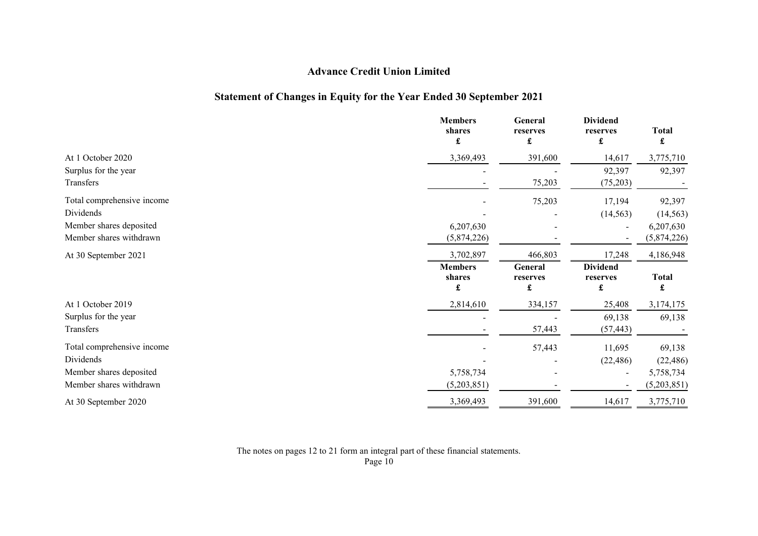# Advance Credit Union Limited

## Statement of Changes in Equity for the Year Ended 30 September 2021

| | Members shares £ | General reserves £ | Dividend reserves £ | Total £ |
|---|---|---|---|---|
| At 1 October 2020 | 3,369,493 | 391,600 | 14,617 | 3,775,710 |
| Surplus for the year | - | - | 92,397 | 92,397 |
| Transfers | - | 75,203 | (75,203) | - |
| Total comprehensive income | - | 75,203 | 17,194 | 92,397 |
| Dividends | - | - | (14,563) | (14,563) |
| Member shares deposited | 6,207,630 | - | - | 6,207,630 |
| Member shares withdrawn | (5,874,226) | - | - | (5,874,226) |
| At 30 September 2021 | 3,702,897 | 466,803 | 17,248 | 4,186,948 |

| | Members shares £ | General reserves £ | Dividend reserves £ | Total £ |
|---|---|---|---|---|
| At 1 October 2019 | 2,814,610 | 334,157 | 25,408 | 3,174,175 |
| Surplus for the year | - | - | 69,138 | 69,138 |
| Transfers | - | 57,443 | (57,443) | - |
| Total comprehensive income | - | 57,443 | 11,695 | 69,138 |
| Dividends | - | - | (22,486) | (22,486) |
| Member shares deposited | 5,758,734 | - | - | 5,758,734 |
| Member shares withdrawn | (5,203,851) | - | - | (5,203,851) |
| At 30 September 2020 | 3,369,493 | 391,600 | 14,617 | 3,775,710 |

The notes on pages 12 to 21 form an integral part of these financial statements.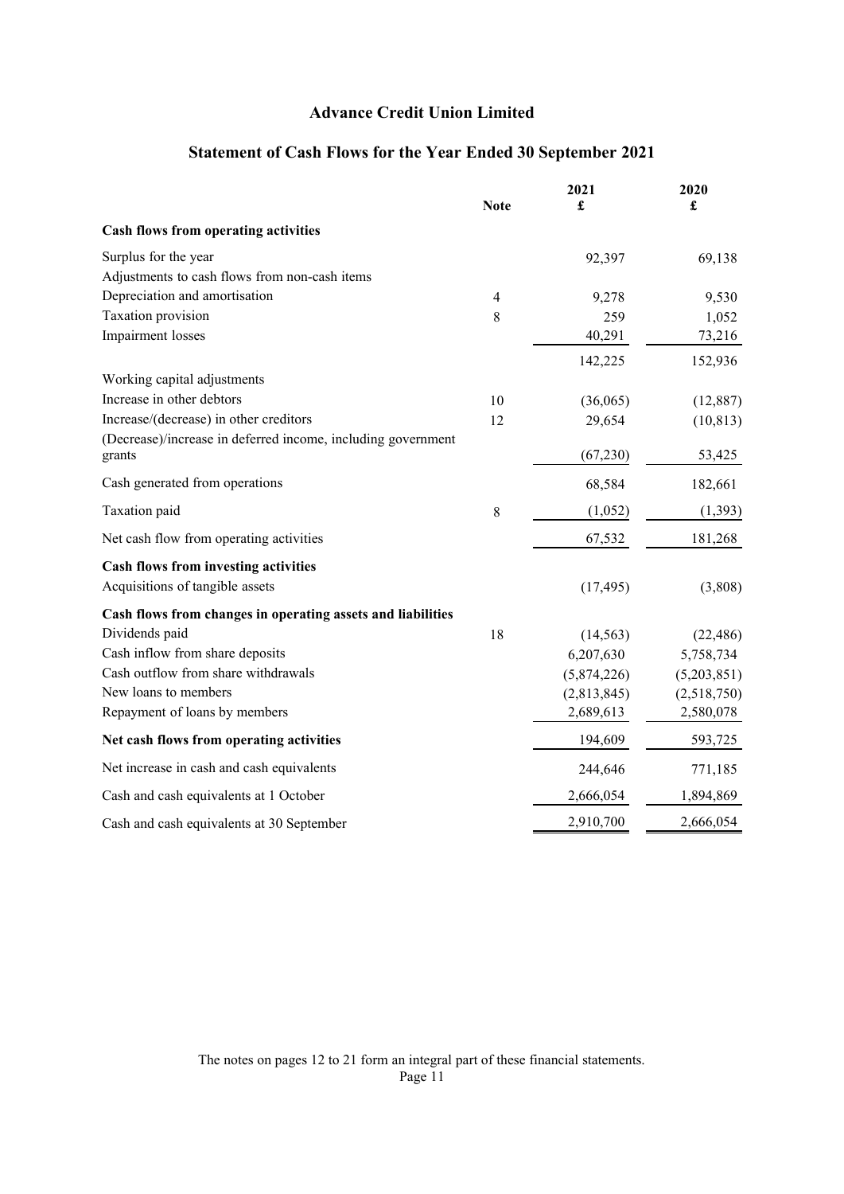# Advance Credit Union Limited

## Statement of Cash Flows for the Year Ended 30 September 2021

| | Note | 2021 £ | 2020 £ |
|---|---|---|---|
| **Cash flows from operating activities** | | | |
| Surplus for the year | | 92,397 | 69,138 |
| Adjustments to cash flows from non-cash items | | | |
| Depreciation and amortisation | 4 | 9,278 | 9,530 |
| Taxation provision | 8 | 259 | 1,052 |
| Impairment losses | | 40,291 | 73,216 |
| | | 142,225 | 152,936 |
| Working capital adjustments | | | |
| Increase in other debtors | 10 | (36,065) | (12,887) |
| Increase/(decrease) in other creditors | 12 | 29,654 | (10,813) |
| (Decrease)/increase in deferred income, including government grants | | (67,230) | 53,425 |
| Cash generated from operations | | 68,584 | 182,661 |
| Taxation paid | 8 | (1,052) | (1,393) |
| Net cash flow from operating activities | | 67,532 | 181,268 |
| **Cash flows from investing activities** | | | |
| Acquisitions of tangible assets | | (17,495) | (3,808) |
| **Cash flows from changes in operating assets and liabilities** | | | |
| Dividends paid | 18 | (14,563) | (22,486) |
| Cash inflow from share deposits | | 6,207,630 | 5,758,734 |
| Cash outflow from share withdrawals | | (5,874,226) | (5,203,851) |
| New loans to members | | (2,813,845) | (2,518,750) |
| Repayment of loans by members | | 2,689,613 | 2,580,078 |
| **Net cash flows from operating activities** | | 194,609 | 593,725 |
| Net increase in cash and cash equivalents | | 244,646 | 771,185 |
| Cash and cash equivalents at 1 October | | 2,666,054 | 1,894,869 |
| Cash and cash equivalents at 30 September | | 2,910,700 | 2,666,054 |

The notes on pages 12 to 21 form an integral part of these financial statements.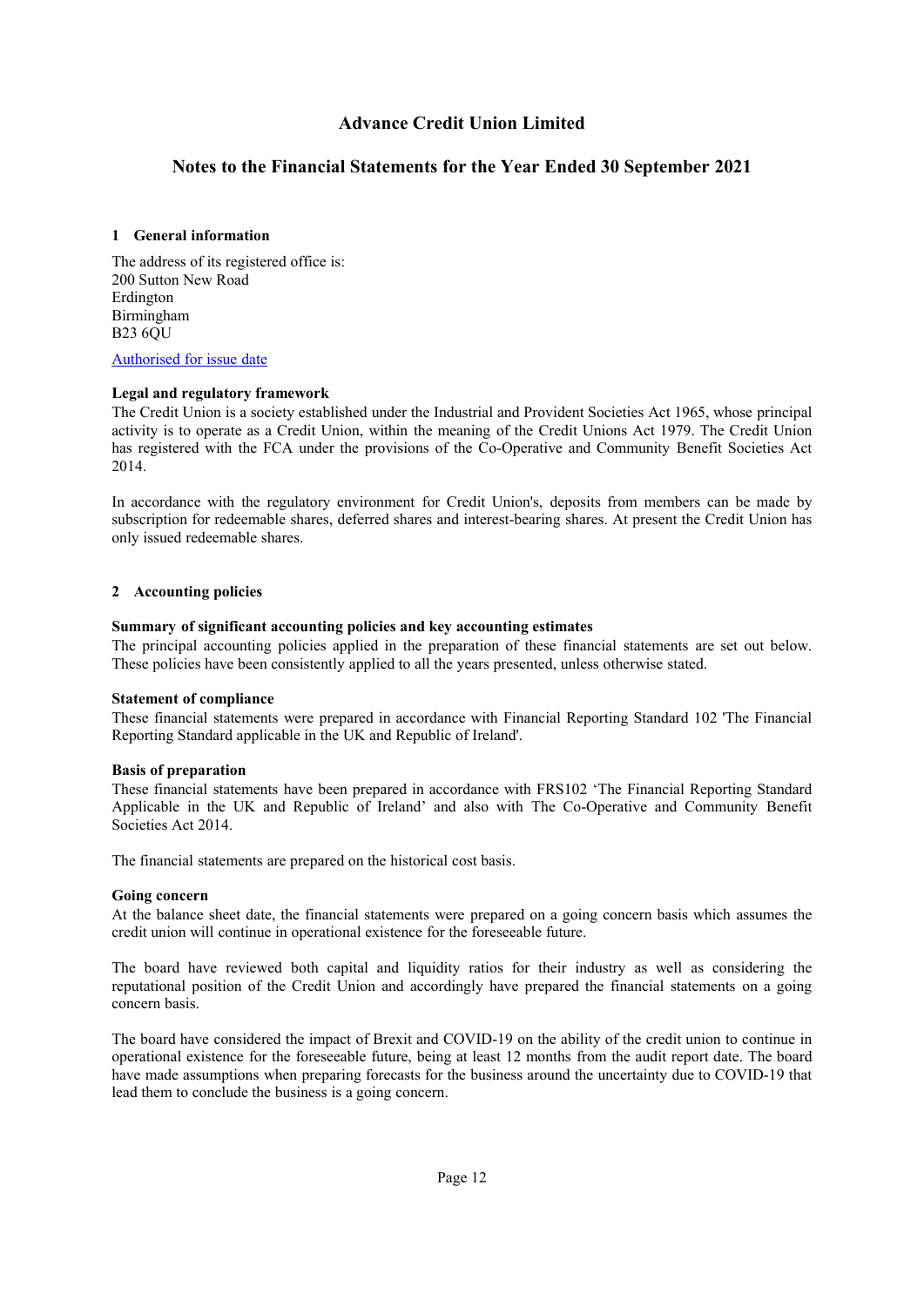# Advance Credit Union Limited

## Notes to the Financial Statements for the Year Ended 30 September 2021

### 1 General information

The address of its registered office is:
200 Sutton New Road
Erdington
Birmingham
B23 6QU

Authorised for issue date

**Legal and regulatory framework**
The Credit Union is a society established under the Industrial and Provident Societies Act 1965, whose principal activity is to operate as a Credit Union, within the meaning of the Credit Unions Act 1979. The Credit Union has registered with the FCA under the provisions of the Co-Operative and Community Benefit Societies Act 2014.

In accordance with the regulatory environment for Credit Union's, deposits from members can be made by subscription for redeemable shares, deferred shares and interest-bearing shares. At present the Credit Union has only issued redeemable shares.

### 2 Accounting policies

**Summary of significant accounting policies and key accounting estimates**
The principal accounting policies applied in the preparation of these financial statements are set out below. These policies have been consistently applied to all the years presented, unless otherwise stated.

**Statement of compliance**
These financial statements were prepared in accordance with Financial Reporting Standard 102 'The Financial Reporting Standard applicable in the UK and Republic of Ireland'.

**Basis of preparation**
These financial statements have been prepared in accordance with FRS102 'The Financial Reporting Standard Applicable in the UK and Republic of Ireland' and also with The Co-Operative and Community Benefit Societies Act 2014.

The financial statements are prepared on the historical cost basis.

**Going concern**
At the balance sheet date, the financial statements were prepared on a going concern basis which assumes the credit union will continue in operational existence for the foreseeable future.

The board have reviewed both capital and liquidity ratios for their industry as well as considering the reputational position of the Credit Union and accordingly have prepared the financial statements on a going concern basis.

The board have considered the impact of Brexit and COVID-19 on the ability of the credit union to continue in operational existence for the foreseeable future, being at least 12 months from the audit report date. The board have made assumptions when preparing forecasts for the business around the uncertainty due to COVID-19 that lead them to conclude the business is a going concern.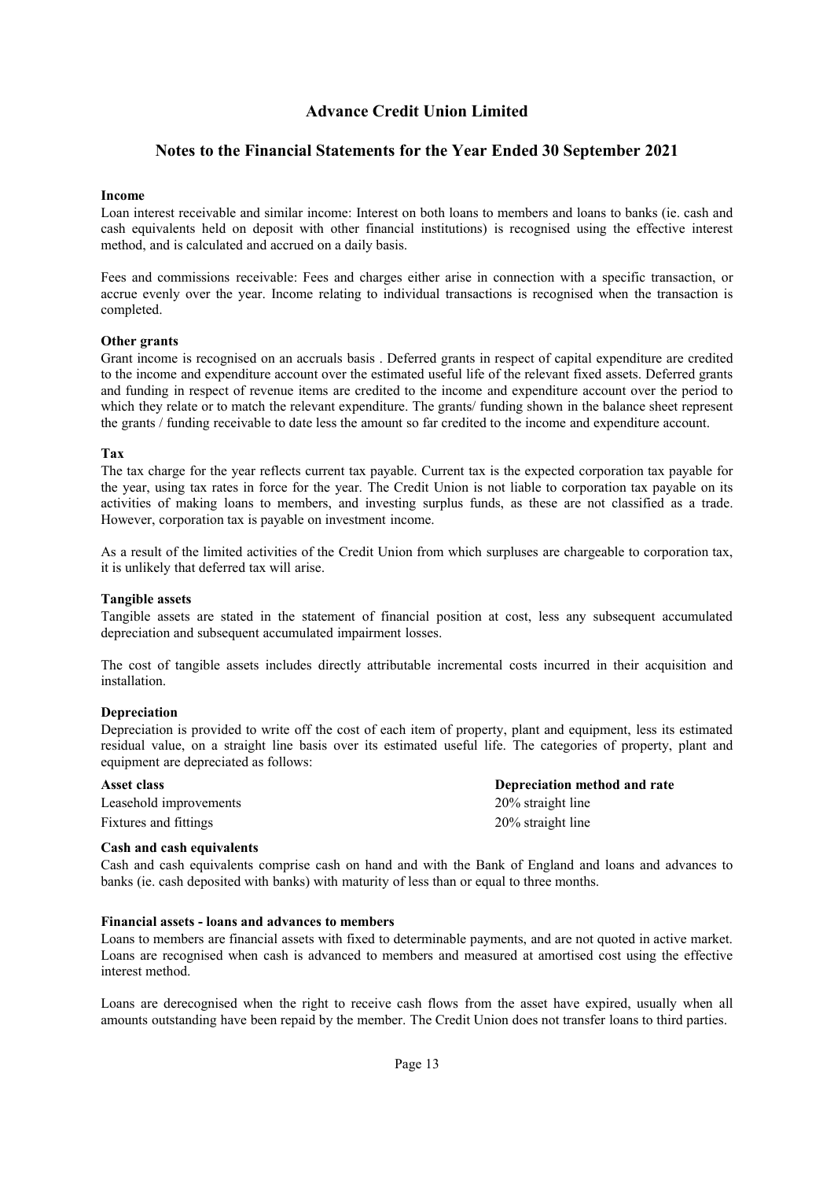# Advance Credit Union Limited

## Notes to the Financial Statements for the Year Ended 30 September 2021

**Income**

Loan interest receivable and similar income: Interest on both loans to members and loans to banks (ie. cash and cash equivalents held on deposit with other financial institutions) is recognised using the effective interest method, and is calculated and accrued on a daily basis.

Fees and commissions receivable: Fees and charges either arise in connection with a specific transaction, or accrue evenly over the year. Income relating to individual transactions is recognised when the transaction is completed.

**Other grants**

Grant income is recognised on an accruals basis . Deferred grants in respect of capital expenditure are credited to the income and expenditure account over the estimated useful life of the relevant fixed assets. Deferred grants and funding in respect of revenue items are credited to the income and expenditure account over the period to which they relate or to match the relevant expenditure. The grants/ funding shown in the balance sheet represent the grants / funding receivable to date less the amount so far credited to the income and expenditure account.

**Tax**

The tax charge for the year reflects current tax payable. Current tax is the expected corporation tax payable for the year, using tax rates in force for the year. The Credit Union is not liable to corporation tax payable on its activities of making loans to members, and investing surplus funds, as these are not classified as a trade. However, corporation tax is payable on investment income.

As a result of the limited activities of the Credit Union from which surpluses are chargeable to corporation tax, it is unlikely that deferred tax will arise.

**Tangible assets**

Tangible assets are stated in the statement of financial position at cost, less any subsequent accumulated depreciation and subsequent accumulated impairment losses.

The cost of tangible assets includes directly attributable incremental costs incurred in their acquisition and installation.

**Depreciation**

Depreciation is provided to write off the cost of each item of property, plant and equipment, less its estimated residual value, on a straight line basis over its estimated useful life. The categories of property, plant and equipment are depreciated as follows:

| **Asset class** | **Depreciation method and rate** |
| --- | --- |
| Leasehold improvements | 20% straight line |
| Fixtures and fittings | 20% straight line |

**Cash and cash equivalents**

Cash and cash equivalents comprise cash on hand and with the Bank of England and loans and advances to banks (ie. cash deposited with banks) with maturity of less than or equal to three months.

**Financial assets - loans and advances to members**

Loans to members are financial assets with fixed to determinable payments, and are not quoted in active market. Loans are recognised when cash is advanced to members and measured at amortised cost using the effective interest method.

Loans are derecognised when the right to receive cash flows from the asset have expired, usually when all amounts outstanding have been repaid by the member. The Credit Union does not transfer loans to third parties.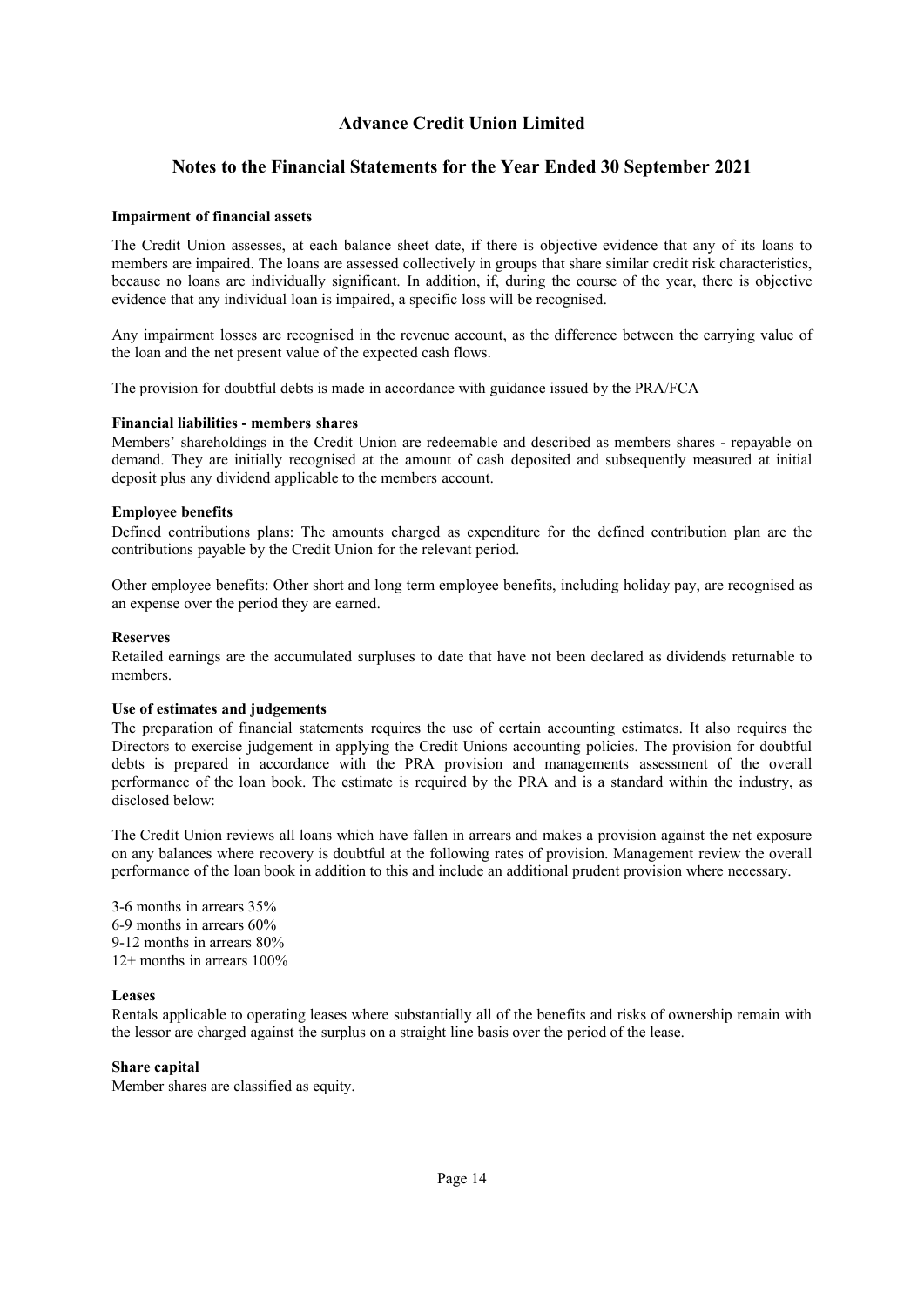# Advance Credit Union Limited

## Notes to the Financial Statements for the Year Ended 30 September 2021

**Impairment of financial assets**

The Credit Union assesses, at each balance sheet date, if there is objective evidence that any of its loans to members are impaired. The loans are assessed collectively in groups that share similar credit risk characteristics, because no loans are individually significant. In addition, if, during the course of the year, there is objective evidence that any individual loan is impaired, a specific loss will be recognised.

Any impairment losses are recognised in the revenue account, as the difference between the carrying value of the loan and the net present value of the expected cash flows.

The provision for doubtful debts is made in accordance with guidance issued by the PRA/FCA

**Financial liabilities - members shares**

Members' shareholdings in the Credit Union are redeemable and described as members shares - repayable on demand. They are initially recognised at the amount of cash deposited and subsequently measured at initial deposit plus any dividend applicable to the members account.

**Employee benefits**

Defined contributions plans: The amounts charged as expenditure for the defined contribution plan are the contributions payable by the Credit Union for the relevant period.

Other employee benefits: Other short and long term employee benefits, including holiday pay, are recognised as an expense over the period they are earned.

**Reserves**

Retailed earnings are the accumulated surpluses to date that have not been declared as dividends returnable to members.

**Use of estimates and judgements**

The preparation of financial statements requires the use of certain accounting estimates. It also requires the Directors to exercise judgement in applying the Credit Unions accounting policies. The provision for doubtful debts is prepared in accordance with the PRA provision and managements assessment of the overall performance of the loan book. The estimate is required by the PRA and is a standard within the industry, as disclosed below:

The Credit Union reviews all loans which have fallen in arrears and makes a provision against the net exposure on any balances where recovery is doubtful at the following rates of provision. Management review the overall performance of the loan book in addition to this and include an additional prudent provision where necessary.

3-6 months in arrears 35%
6-9 months in arrears 60%
9-12 months in arrears 80%
12+ months in arrears 100%

**Leases**

Rentals applicable to operating leases where substantially all of the benefits and risks of ownership remain with the lessor are charged against the surplus on a straight line basis over the period of the lease.

**Share capital**

Member shares are classified as equity.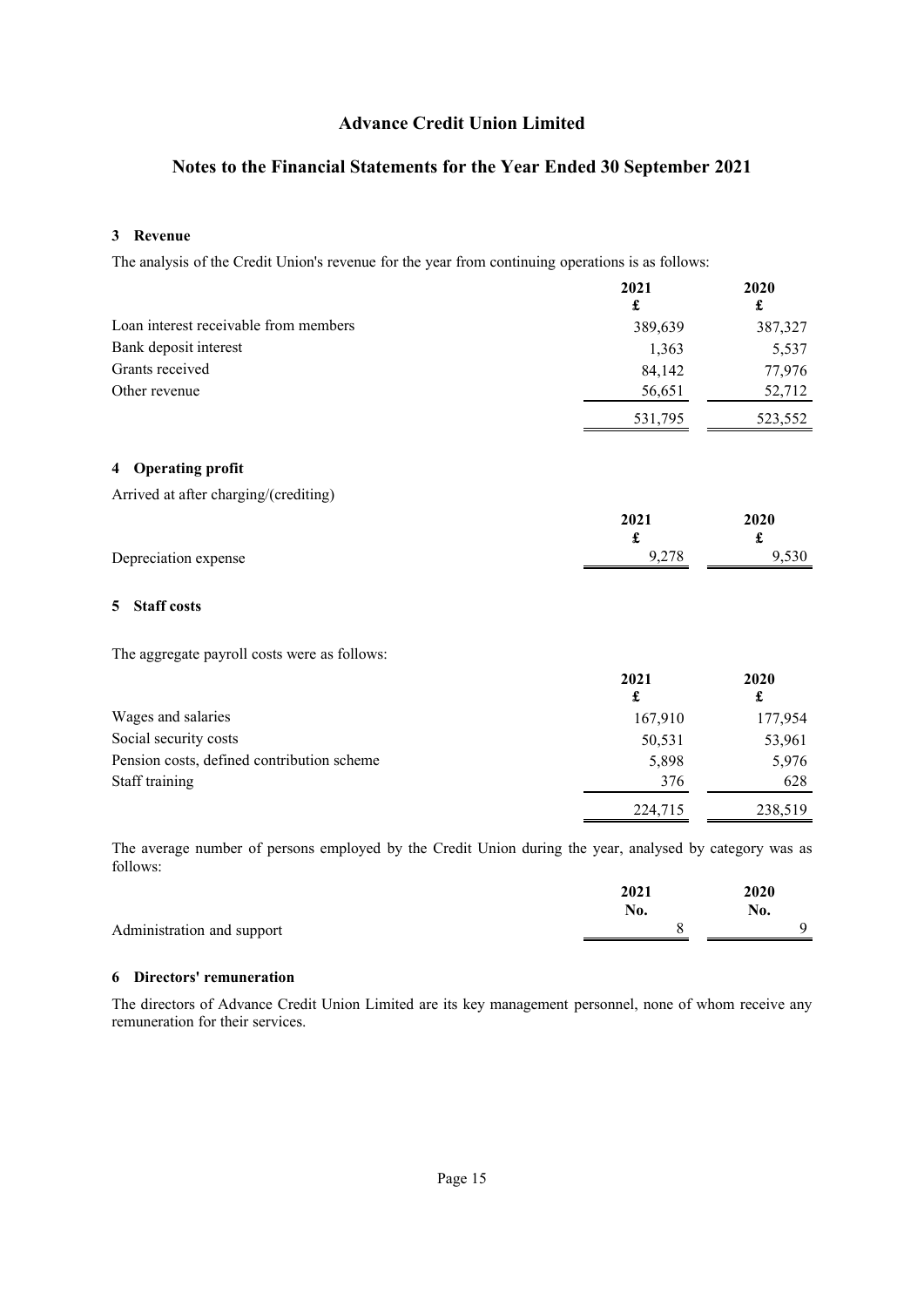# Advance Credit Union Limited

## Notes to the Financial Statements for the Year Ended 30 September 2021

### 3 Revenue

The analysis of the Credit Union's revenue for the year from continuing operations is as follows:

| | 2021 £ | 2020 £ |
|---|---|---|
| Loan interest receivable from members | 389,639 | 387,327 |
| Bank deposit interest | 1,363 | 5,537 |
| Grants received | 84,142 | 77,976 |
| Other revenue | 56,651 | 52,712 |
| | 531,795 | 523,552 |

### 4 Operating profit

Arrived at after charging/(crediting)

| | 2021 £ | 2020 £ |
|---|---|---|
| Depreciation expense | 9,278 | 9,530 |

### 5 Staff costs

The aggregate payroll costs were as follows:

| | 2021 £ | 2020 £ |
|---|---|---|
| Wages and salaries | 167,910 | 177,954 |
| Social security costs | 50,531 | 53,961 |
| Pension costs, defined contribution scheme | 5,898 | 5,976 |
| Staff training | 376 | 628 |
| | 224,715 | 238,519 |

The average number of persons employed by the Credit Union during the year, analysed by category was as follows:

| | 2021 No. | 2020 No. |
|---|---|---|
| Administration and support | 8 | 9 |

### 6 Directors' remuneration

The directors of Advance Credit Union Limited are its key management personnel, none of whom receive any remuneration for their services.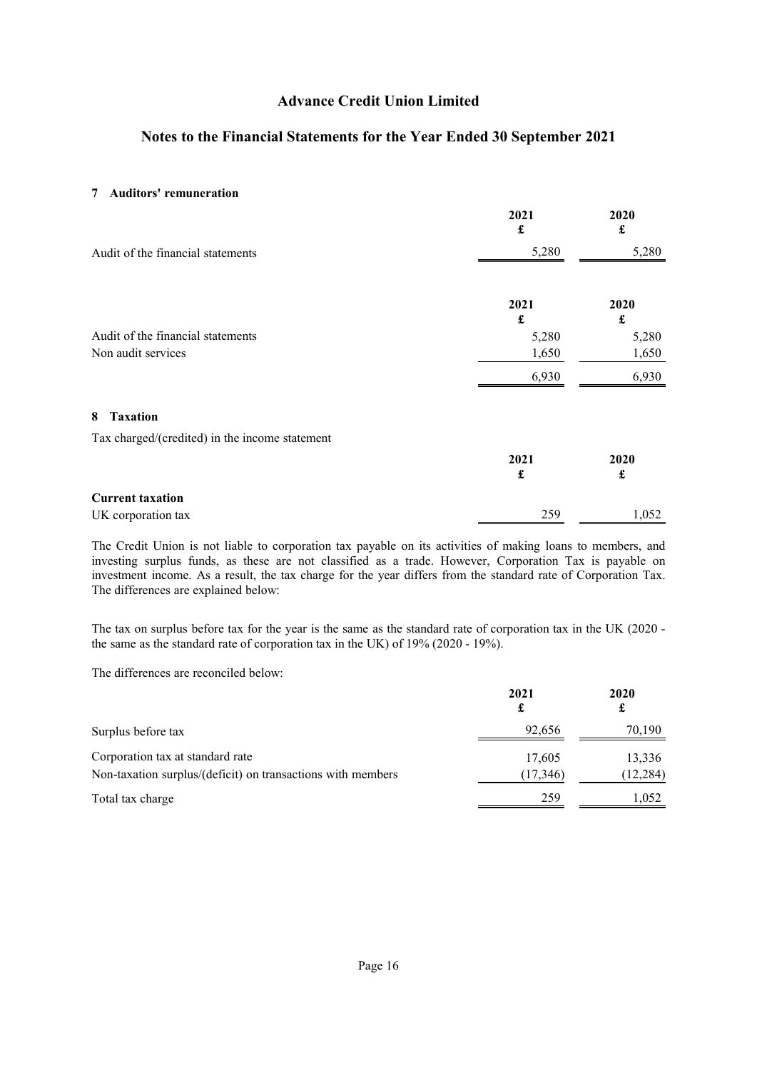## 7 Auditors' remuneration

| | 2021 £ | 2020 £ |
|---|---|---|
| Audit of the financial statements | 5,280 | 5,280 |

| | 2021 £ | 2020 £ |
|---|---|---|
| Audit of the financial statements | 5,280 | 5,280 |
| Non audit services | 1,650 | 1,650 |
| | 6,930 | 6,930 |

## 8 Taxation

Tax charged/(credited) in the income statement

| | 2021 £ | 2020 £ |
|---|---|---|
| **Current taxation** | | |
| UK corporation tax | 259 | 1,052 |

The Credit Union is not liable to corporation tax payable on its activities of making loans to members, and investing surplus funds, as these are not classified as a trade. However, Corporation Tax is payable on investment income. As a result, the tax charge for the year differs from the standard rate of Corporation Tax. The differences are explained below:

The tax on surplus before tax for the year is the same as the standard rate of corporation tax in the UK (2020 - the same as the standard rate of corporation tax in the UK) of 19% (2020 - 19%).

The differences are reconciled below:

| | 2021 £ | 2020 £ |
|---|---|---|
| Surplus before tax | 92,656 | 70,190 |
| Corporation tax at standard rate | 17,605 | 13,336 |
| Non-taxation surplus/(deficit) on transactions with members | (17,346) | (12,284) |
| Total tax charge | 259 | 1,052 |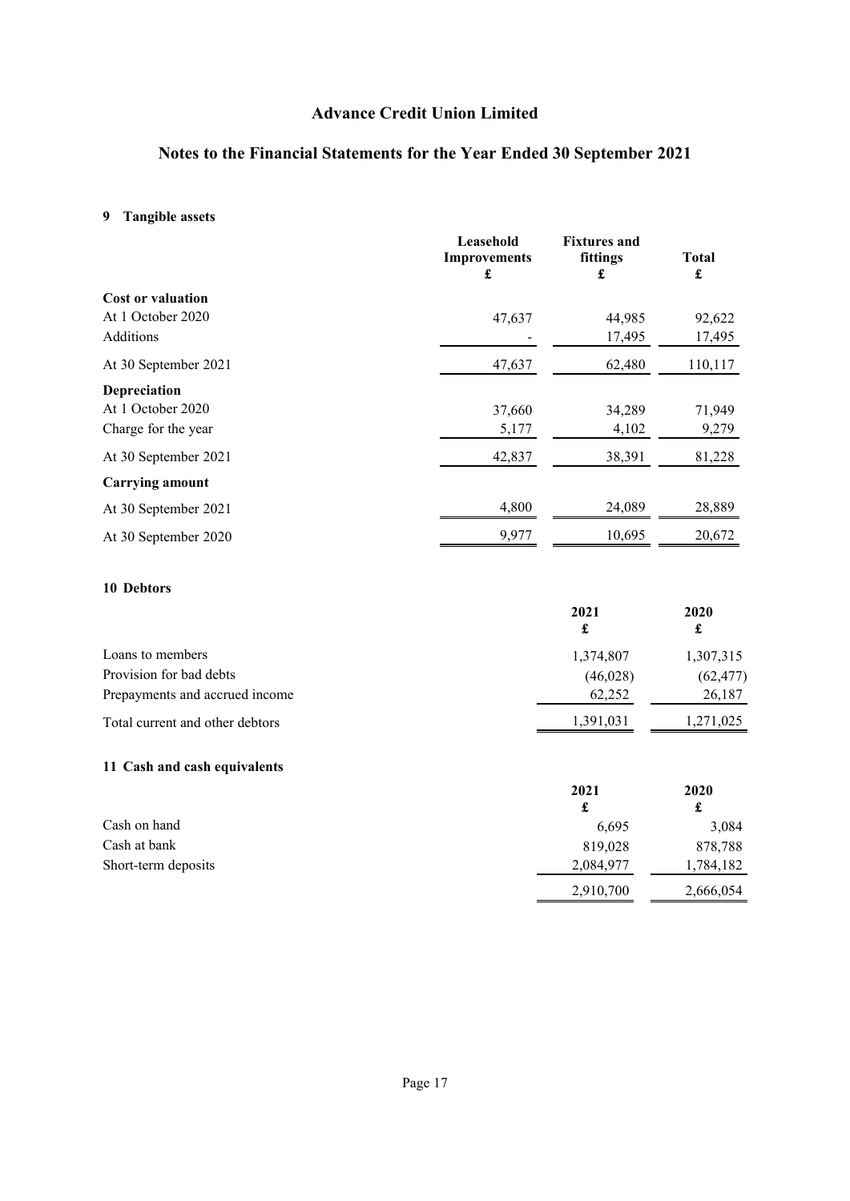# Advance Credit Union Limited

## Notes to the Financial Statements for the Year Ended 30 September 2021

### 9 Tangible assets

| | Leasehold Improvements £ | Fixtures and fittings £ | Total £ |
|---|---|---|---|
| **Cost or valuation** | | | |
| At 1 October 2020 | 47,637 | 44,985 | 92,622 |
| Additions | - | 17,495 | 17,495 |
| At 30 September 2021 | 47,637 | 62,480 | 110,117 |
| **Depreciation** | | | |
| At 1 October 2020 | 37,660 | 34,289 | 71,949 |
| Charge for the year | 5,177 | 4,102 | 9,279 |
| At 30 September 2021 | 42,837 | 38,391 | 81,228 |
| **Carrying amount** | | | |
| At 30 September 2021 | 4,800 | 24,089 | 28,889 |
| At 30 September 2020 | 9,977 | 10,695 | 20,672 |

### 10 Debtors

| | 2021 £ | 2020 £ |
|---|---|---|
| Loans to members | 1,374,807 | 1,307,315 |
| Provision for bad debts | (46,028) | (62,477) |
| Prepayments and accrued income | 62,252 | 26,187 |
| Total current and other debtors | 1,391,031 | 1,271,025 |

### 11 Cash and cash equivalents

| | 2021 £ | 2020 £ |
|---|---|---|
| Cash on hand | 6,695 | 3,084 |
| Cash at bank | 819,028 | 878,788 |
| Short-term deposits | 2,084,977 | 1,784,182 |
| | 2,910,700 | 2,666,054 |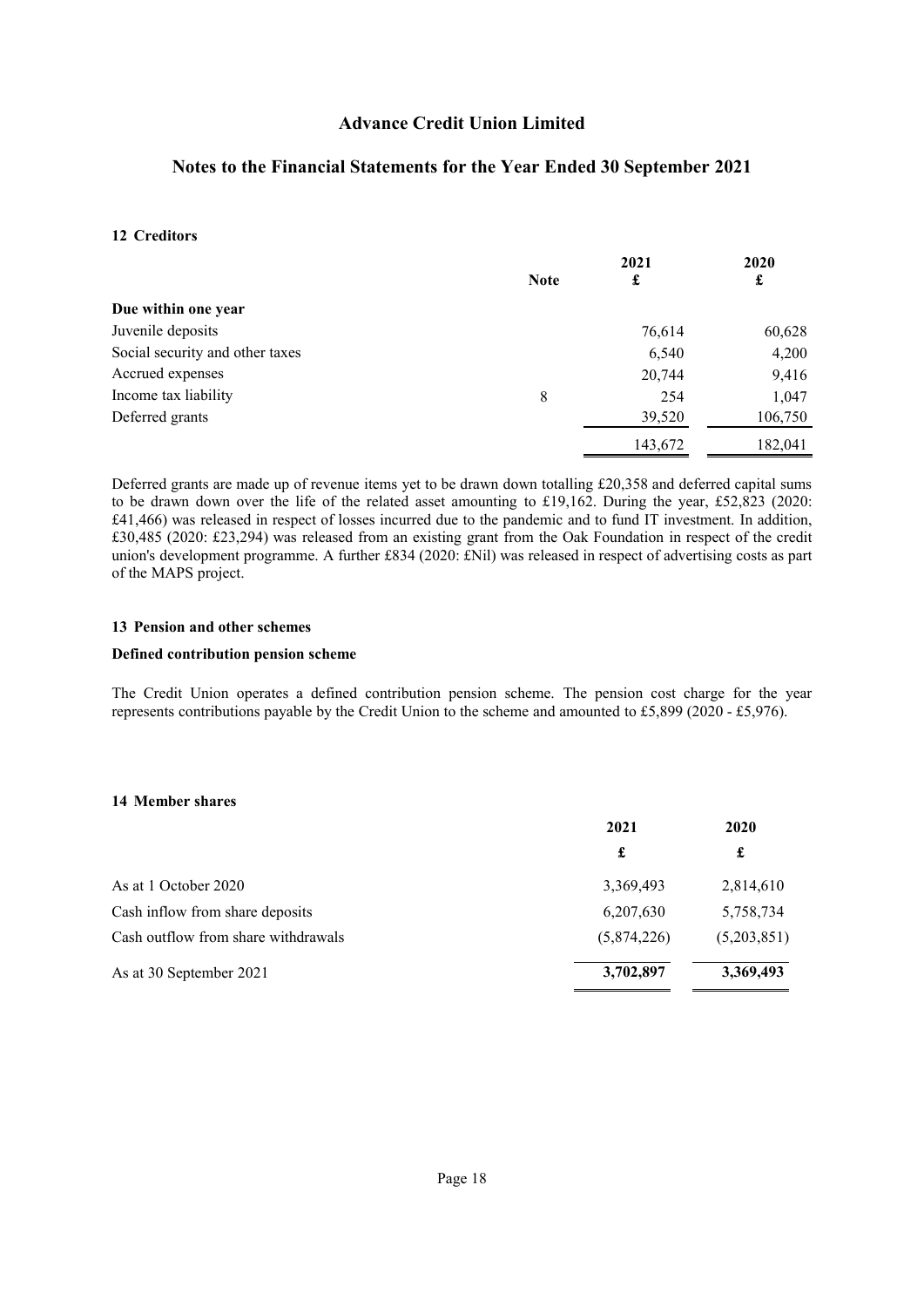## 12 Creditors

| | Note | 2021<br>£ | 2020<br>£ |
|---|---|---|---|
| **Due within one year** | | | |
| Juvenile deposits | | 76,614 | 60,628 |
| Social security and other taxes | | 6,540 | 4,200 |
| Accrued expenses | | 20,744 | 9,416 |
| Income tax liability | 8 | 254 | 1,047 |
| Deferred grants | | 39,520 | 106,750 |
| | | 143,672 | 182,041 |

Deferred grants are made up of revenue items yet to be drawn down totalling £20,358 and deferred capital sums to be drawn down over the life of the related asset amounting to £19,162. During the year, £52,823 (2020: £41,466) was released in respect of losses incurred due to the pandemic and to fund IT investment. In addition, £30,485 (2020: £23,294) was released from an existing grant from the Oak Foundation in respect of the credit union's development programme. A further £834 (2020: £Nil) was released in respect of advertising costs as part of the MAPS project.

## 13 Pension and other schemes

### Defined contribution pension scheme

The Credit Union operates a defined contribution pension scheme. The pension cost charge for the year represents contributions payable by the Credit Union to the scheme and amounted to £5,899 (2020 - £5,976).

## 14 Member shares

| | 2021<br>£ | 2020<br>£ |
|---|---|---|
| As at 1 October 2020 | 3,369,493 | 2,814,610 |
| Cash inflow from share deposits | 6,207,630 | 5,758,734 |
| Cash outflow from share withdrawals | (5,874,226) | (5,203,851) |
| As at 30 September 2021 | **3,702,897** | **3,369,493** |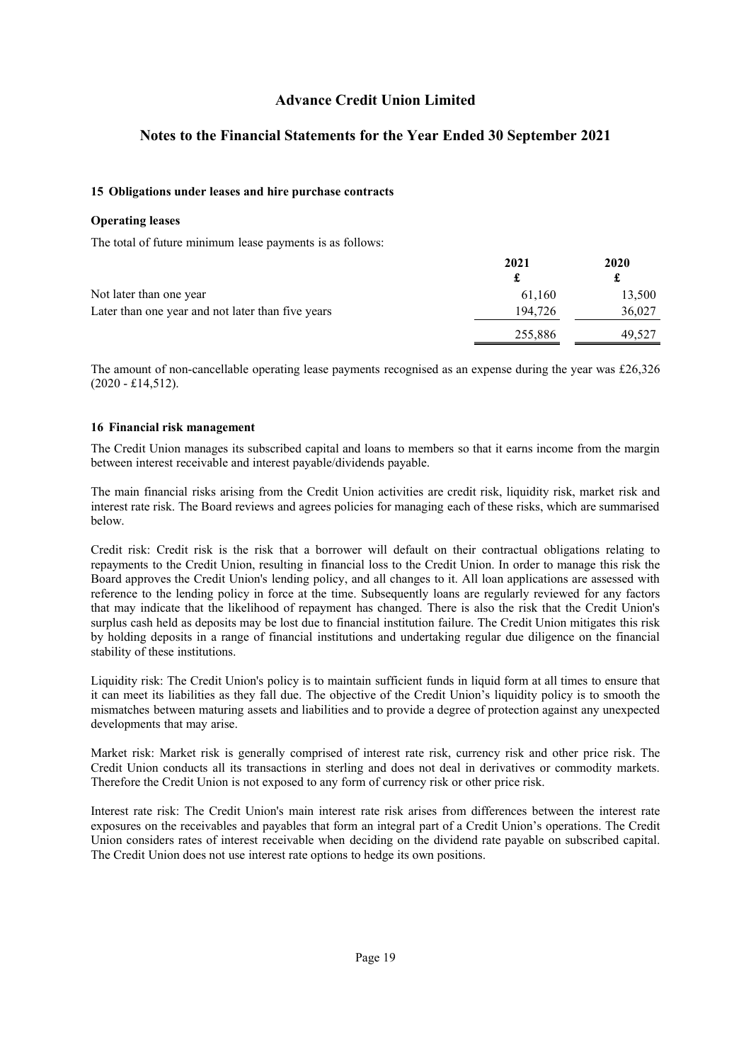## 15 Obligations under leases and hire purchase contracts

### Operating leases

The total of future minimum lease payments is as follows:

| | 2021 £ | 2020 £ |
|---|---|---|
| Not later than one year | 61,160 | 13,500 |
| Later than one year and not later than five years | 194,726 | 36,027 |
| | 255,886 | 49,527 |

The amount of non-cancellable operating lease payments recognised as an expense during the year was £26,326 (2020 - £14,512).

## 16 Financial risk management

The Credit Union manages its subscribed capital and loans to members so that it earns income from the margin between interest receivable and interest payable/dividends payable.

The main financial risks arising from the Credit Union activities are credit risk, liquidity risk, market risk and interest rate risk. The Board reviews and agrees policies for managing each of these risks, which are summarised below.

Credit risk: Credit risk is the risk that a borrower will default on their contractual obligations relating to repayments to the Credit Union, resulting in financial loss to the Credit Union. In order to manage this risk the Board approves the Credit Union's lending policy, and all changes to it. All loan applications are assessed with reference to the lending policy in force at the time. Subsequently loans are regularly reviewed for any factors that may indicate that the likelihood of repayment has changed. There is also the risk that the Credit Union's surplus cash held as deposits may be lost due to financial institution failure. The Credit Union mitigates this risk by holding deposits in a range of financial institutions and undertaking regular due diligence on the financial stability of these institutions.

Liquidity risk: The Credit Union's policy is to maintain sufficient funds in liquid form at all times to ensure that it can meet its liabilities as they fall due. The objective of the Credit Union's liquidity policy is to smooth the mismatches between maturing assets and liabilities and to provide a degree of protection against any unexpected developments that may arise.

Market risk: Market risk is generally comprised of interest rate risk, currency risk and other price risk. The Credit Union conducts all its transactions in sterling and does not deal in derivatives or commodity markets. Therefore the Credit Union is not exposed to any form of currency risk or other price risk.

Interest rate risk: The Credit Union's main interest rate risk arises from differences between the interest rate exposures on the receivables and payables that form an integral part of a Credit Union's operations. The Credit Union considers rates of interest receivable when deciding on the dividend rate payable on subscribed capital. The Credit Union does not use interest rate options to hedge its own positions.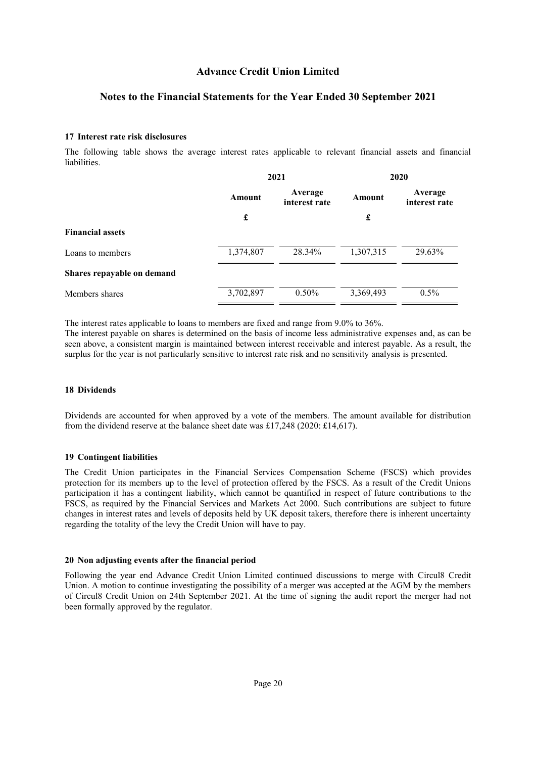# Advance Credit Union Limited

## Notes to the Financial Statements for the Year Ended 30 September 2021

### 17 Interest rate risk disclosures

The following table shows the average interest rates applicable to relevant financial assets and financial liabilities.

| | 2021 | | 2020 | |
|---|---|---|---|---|
| | Amount | Average interest rate | Amount | Average interest rate |
| | £ | | £ | |
| **Financial assets** | | | | |
| Loans to members | 1,374,807 | 28.34% | 1,307,315 | 29.63% |
| **Shares repayable on demand** | | | | |
| Members shares | 3,702,897 | 0.50% | 3,369,493 | 0.5% |

The interest rates applicable to loans to members are fixed and range from 9.0% to 36%.

The interest payable on shares is determined on the basis of income less administrative expenses and, as can be seen above, a consistent margin is maintained between interest receivable and interest payable. As a result, the surplus for the year is not particularly sensitive to interest rate risk and no sensitivity analysis is presented.

### 18 Dividends

Dividends are accounted for when approved by a vote of the members. The amount available for distribution from the dividend reserve at the balance sheet date was £17,248 (2020: £14,617).

### 19 Contingent liabilities

The Credit Union participates in the Financial Services Compensation Scheme (FSCS) which provides protection for its members up to the level of protection offered by the FSCS. As a result of the Credit Unions participation it has a contingent liability, which cannot be quantified in respect of future contributions to the FSCS, as required by the Financial Services and Markets Act 2000. Such contributions are subject to future changes in interest rates and levels of deposits held by UK deposit takers, therefore there is inherent uncertainty regarding the totality of the levy the Credit Union will have to pay.

### 20 Non adjusting events after the financial period

Following the year end Advance Credit Union Limited continued discussions to merge with Circul8 Credit Union. A motion to continue investigating the possibility of a merger was accepted at the AGM by the members of Circul8 Credit Union on 24th September 2021. At the time of signing the audit report the merger had not been formally approved by the regulator.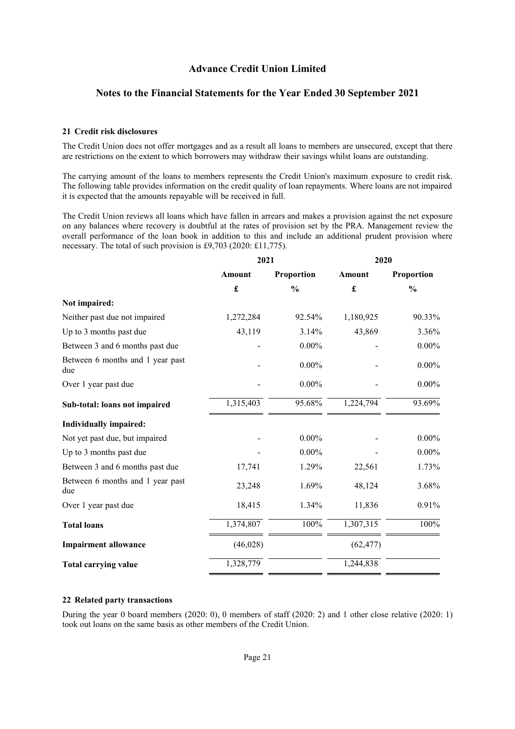# Advance Credit Union Limited

## Notes to the Financial Statements for the Year Ended 30 September 2021

### 21 Credit risk disclosures

The Credit Union does not offer mortgages and as a result all loans to members are unsecured, except that there are restrictions on the extent to which borrowers may withdraw their savings whilst loans are outstanding.

The carrying amount of the loans to members represents the Credit Union's maximum exposure to credit risk. The following table provides information on the credit quality of loan repayments. Where loans are not impaired it is expected that the amounts repayable will be received in full.

The Credit Union reviews all loans which have fallen in arrears and makes a provision against the net exposure on any balances where recovery is doubtful at the rates of provision set by the PRA. Management review the overall performance of the loan book in addition to this and include an additional prudent provision where necessary. The total of such provision is £9,703 (2020: £11,775).

| | 2021 | | 2020 | |
|---|---|---|---|---|
| | **Amount** | **Proportion** | **Amount** | **Proportion** |
| | **£** | **%** | **£** | **%** |
| **Not impaired:** | | | | |
| Neither past due not impaired | 1,272,284 | 92.54% | 1,180,925 | 90.33% |
| Up to 3 months past due | 43,119 | 3.14% | 43,869 | 3.36% |
| Between 3 and 6 months past due | - | 0.00% | - | 0.00% |
| Between 6 months and 1 year past due | - | 0.00% | - | 0.00% |
| Over 1 year past due | - | 0.00% | - | 0.00% |
| **Sub-total: loans not impaired** | 1,315,403 | 95.68% | 1,224,794 | 93.69% |
| **Individually impaired:** | | | | |
| Not yet past due, but impaired | - | 0.00% | - | 0.00% |
| Up to 3 months past due | - | 0.00% | - | 0.00% |
| Between 3 and 6 months past due | 17,741 | 1.29% | 22,561 | 1.73% |
| Between 6 months and 1 year past due | 23,248 | 1.69% | 48,124 | 3.68% |
| Over 1 year past due | 18,415 | 1.34% | 11,836 | 0.91% |
| **Total loans** | 1,374,807 | 100% | 1,307,315 | 100% |
| **Impairment allowance** | (46,028) | | (62,477) | |
| **Total carrying value** | 1,328,779 | | 1,244,838 | |

### 22 Related party transactions

During the year 0 board members (2020: 0), 0 members of staff (2020: 2) and 1 other close relative (2020: 1) took out loans on the same basis as other members of the Credit Union.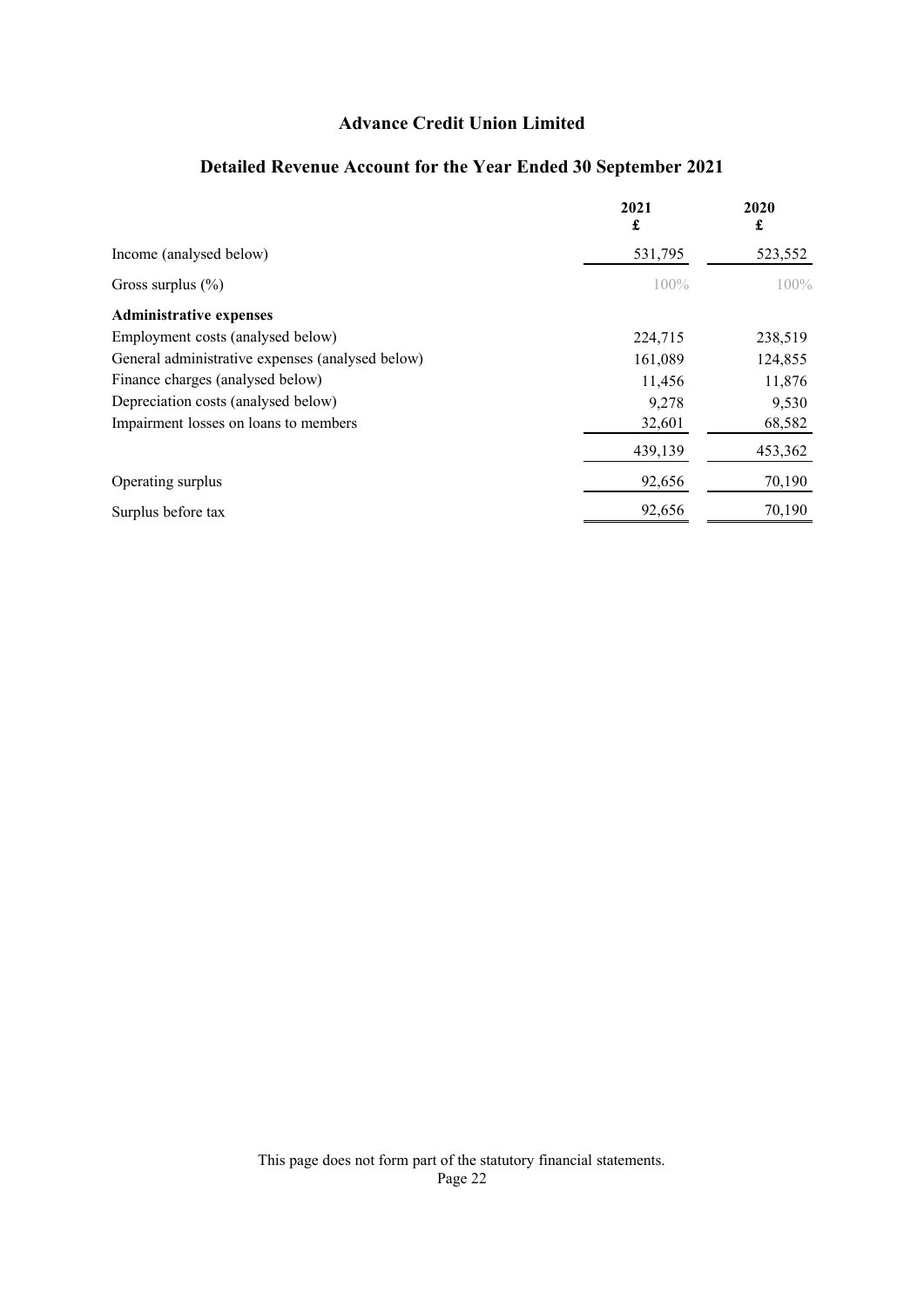# Advance Credit Union Limited

## Detailed Revenue Account for the Year Ended 30 September 2021

| | 2021<br>£ | 2020<br>£ |
|---|---|---|
| Income (analysed below) | 531,795 | 523,552 |
| Gross surplus (%) | 100% | 100% |
| **Administrative expenses** | | |
| Employment costs (analysed below) | 224,715 | 238,519 |
| General administrative expenses (analysed below) | 161,089 | 124,855 |
| Finance charges (analysed below) | 11,456 | 11,876 |
| Depreciation costs (analysed below) | 9,278 | 9,530 |
| Impairment losses on loans to members | 32,601 | 68,582 |
| | 439,139 | 453,362 |
| Operating surplus | 92,656 | 70,190 |
| Surplus before tax | 92,656 | 70,190 |

This page does not form part of the statutory financial statements.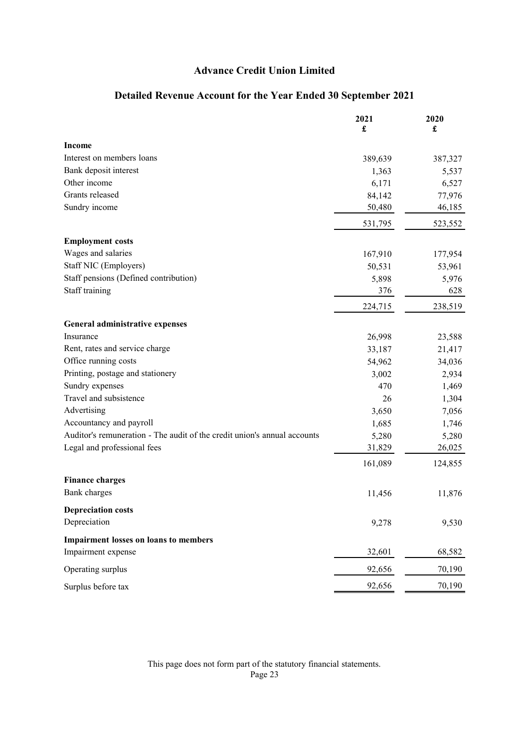# Advance Credit Union Limited

## Detailed Revenue Account for the Year Ended 30 September 2021

| | 2021<br>£ | 2020<br>£ |
|---|---|---|
| **Income** | | |
| Interest on members loans | 389,639 | 387,327 |
| Bank deposit interest | 1,363 | 5,537 |
| Other income | 6,171 | 6,527 |
| Grants released | 84,142 | 77,976 |
| Sundry income | 50,480 | 46,185 |
| | 531,795 | 523,552 |
| **Employment costs** | | |
| Wages and salaries | 167,910 | 177,954 |
| Staff NIC (Employers) | 50,531 | 53,961 |
| Staff pensions (Defined contribution) | 5,898 | 5,976 |
| Staff training | 376 | 628 |
| | 224,715 | 238,519 |
| **General administrative expenses** | | |
| Insurance | 26,998 | 23,588 |
| Rent, rates and service charge | 33,187 | 21,417 |
| Office running costs | 54,962 | 34,036 |
| Printing, postage and stationery | 3,002 | 2,934 |
| Sundry expenses | 470 | 1,469 |
| Travel and subsistence | 26 | 1,304 |
| Advertising | 3,650 | 7,056 |
| Accountancy and payroll | 1,685 | 1,746 |
| Auditor's remuneration - The audit of the credit union's annual accounts | 5,280 | 5,280 |
| Legal and professional fees | 31,829 | 26,025 |
| | 161,089 | 124,855 |
| **Finance charges** | | |
| Bank charges | 11,456 | 11,876 |
| **Depreciation costs** | | |
| Depreciation | 9,278 | 9,530 |
| **Impairment losses on loans to members** | | |
| Impairment expense | 32,601 | 68,582 |
| Operating surplus | 92,656 | 70,190 |
| Surplus before tax | 92,656 | 70,190 |

This page does not form part of the statutory financial statements.